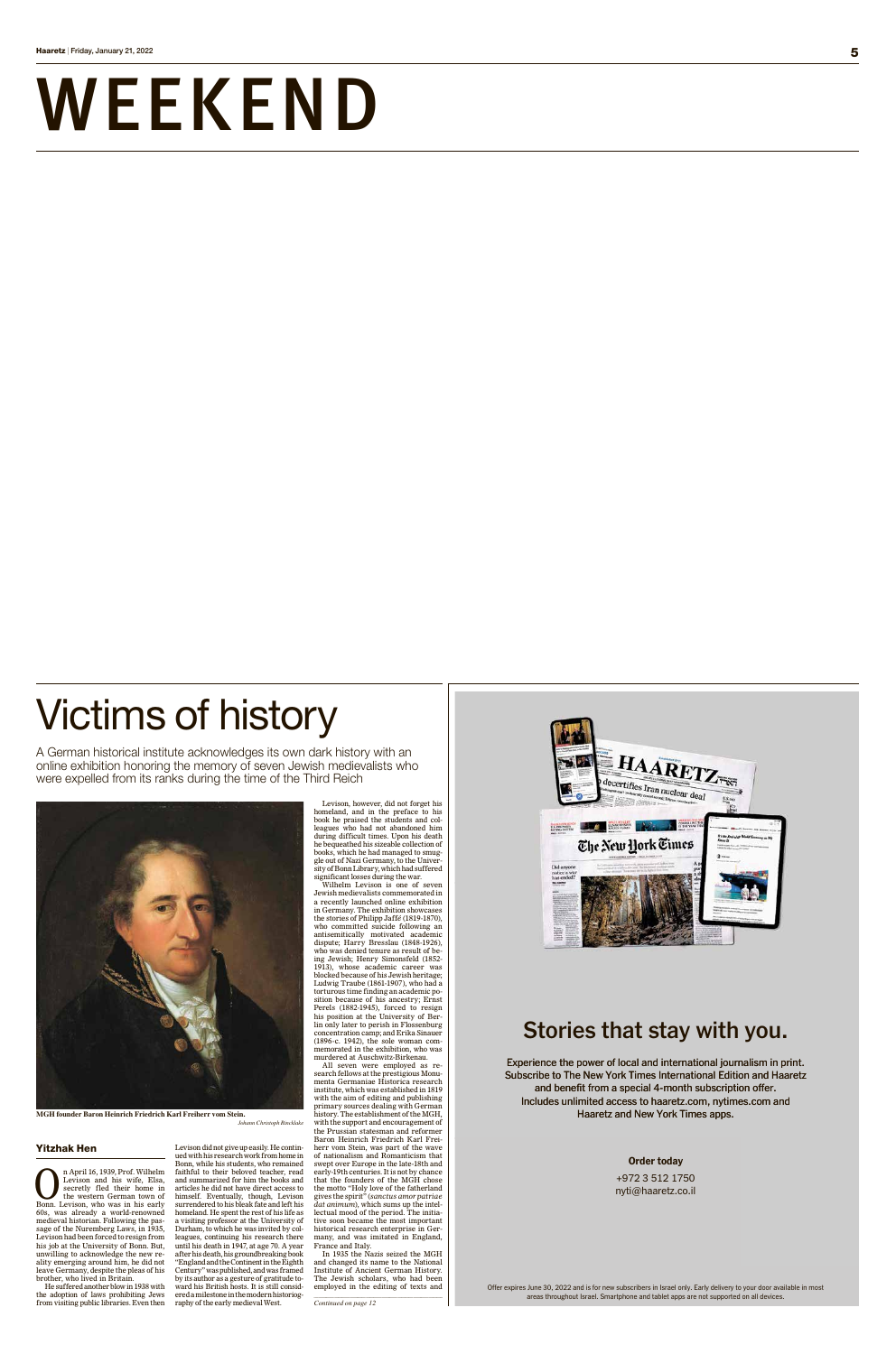# WEEKEND

# Victims of history

A German historical institute acknowledges its own dark history with an online exhibition honoring the memory of seven Jewish medievalists who were expelled from its ranks during the time of the Third Reich

MGH founder Baron Heinrich Friedrich Karl Freiherr vom Stein. *Johann Christoph Rincklake*

**Yitzhak Hen**

On April 16, 1939, Prof. Wilhelm Levison and his wife, Elsa, secretly fled their home in the western German town of Bonn. Levison, who was in his early 60s, was already a world-renowned medieval historian. Following the passage of the Nuremberg Laws, in 1935, Levison had been forced to resign from his job at the University of Bonn. But, unwilling to acknowledge the new reality emerging around him, he did not leave Germany, despite the pleas of his brother, who lived in Britain.

He suffered another blow in 1938 with the adoption of laws prohibiting Jews from visiting public libraries. Even then Levison did not give up easily. He continued with his research work from home in Bonn, while his students, who remained faithful to their beloved teacher, read and summarized for him the books and articles he did not have direct access to himself. Eventually, though, Levison surrendered to his bleak fate and left his homeland. He spent the rest of his life as a visiting professor at the University of Durham, to which he was invited by colleagues, continuing his research there until his death in 1947, at age 70. A year after his death, his groundbreaking book "England and the Continent in the Eighth Century" was published, and was framed by its author as a gesture of gratitude toward his British hosts. It is still considered a milestone in the modern historiography of the early medieval West.

Levison, however, did not forget his homeland, and in the preface to his book he praised the students and colleagues who had not abandoned him during difficult times. Upon his death he bequeathed his sizeable collection of books, which he had managed to smuggle out of Nazi Germany, to the University of Bonn Library, which had suffered significant losses during the war.

Wilhelm Levison is one of seven Jewish medievalists commemorated in a recently launched online exhibition in Germany. The exhibition showcases the stories of Philipp Jaffé (1819-1870), who committed suicide following an antisemitically motivated academic dispute; Harry Bresslau (1848-1926), who was denied tenure as result of being Jewish; Henry Simonsfeld (1852-1913), whose academic career was blocked because of his Jewish heritage; Ludwig Traube (1861-1907), who had a torturous time finding an academic position because of his ancestry; Ernst Perels (1882-1945), forced to resign his position at the University of Berlin only later to perish in Flossenburg concentration camp; and Erika Sinauer (1896-c. 1942), the sole woman commemorated in the exhibition, who was murdered at Auschwitz-Birkenau.

All seven were employed as research fellows at the prestigious Monumenta Germaniae Historica research institute, which was established in 1819 with the aim of editing and publishing primary sources dealing with German history. The establishment of the MGH, with the support and encouragement of the Prussian statesman and reformer Baron Heinrich Friedrich Karl Freiherr vom Stein, was part of the wave of nationalism and Romanticism that swept over Europe in the late-18th and early-19th centuries. It is not by chance that the founders of the MGH chose the motto "Holy love of the fatherland gives the spirit" (*sanctus amor patriae dat animum*), which sums up the intellectual mood of the period. The initiative soon became the most important historical research enterprise in Germany, and was imitated in England, France and Italy.

In 1935 the Nazis seized the MGH and changed its name to the National Institute of Ancient German History. The Jewish scholars, who had been employed in the editing of texts and

*Continued on page 12*

## Stories that stay with you.

Experience the power of local and international journalism in print. Subscribe to The New York Times International Edition and Haaretz and benefit from a special 4-month subscription offer. Includes unlimited access to haaretz.com, nytimes.com and Haaretz and New York Times apps.

**Order today**

+972 3 512 1750
nyti@haaretz.co.il

Offer expires June 30, 2022 and is for new subscribers in Israel only. Early delivery to your door available in most areas throughout Israel. Smartphone and tablet apps are not supported on all devices.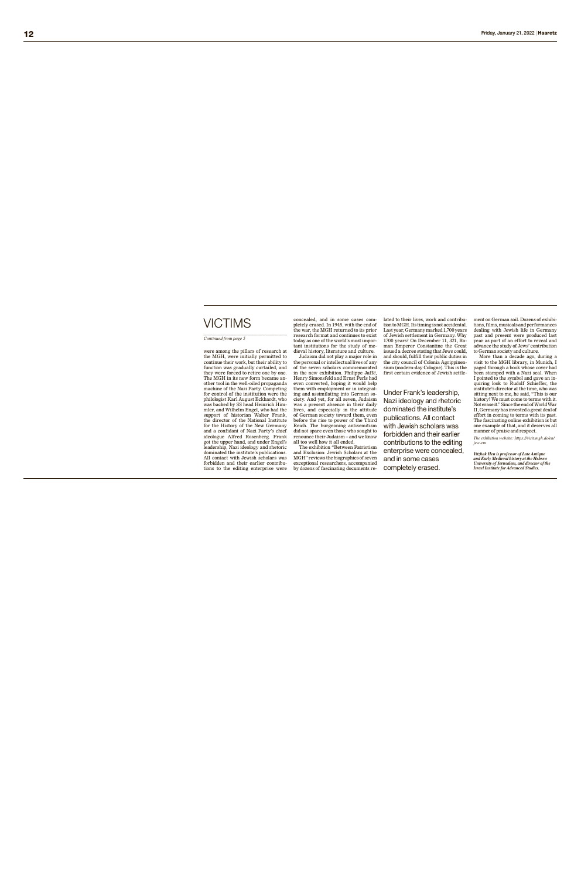# VICTIMS

*Continued from page 5*

were among the pillars of research at the MGH, were initially permitted to continue their work, but their ability to function was gradually curtailed, and they were forced to retire one by one. The MGH in its new form became another tool in the well-oiled propaganda machine of the Nazi Party. Competing for control of the institution were the philologist Karl August Eckhardt, who was backed by SS head Heinrich Himmler, and Wilhelm Engel, who had the support of historian Walter Frank, the director of the National Institute for the History of the New Germany and a confidant of Nazi Party's chief ideologue Alfred Rosenberg. Frank got the upper hand, and under Engel's leadership, Nazi ideology and rhetoric dominated the institute's publications. All contact with Jewish scholars was forbidden and their earlier contributions to the editing enterprise were concealed, and in some cases completely erased. In 1945, with the end of the war, the MGH returned to its prior research format and continues to exist today as one of the world's most important institutions for the study of medieval history, literature and culture.

Judaism did not play a major role in the personal or intellectual lives of any of the seven scholars commemorated in the new exhibition. Philippe Jaffé, Henry Simonsfeld and Ernst Perls had even converted, hoping it would help them with employment or in integrating and assimilating into German society. And yet, for all seven, Judaism was a present absence in their daily lives, and especially in the attitude of German society toward them, even before the rise to power of the Third Reich. The burgeoning antisemitism did not spare even those who sought to renounce their Judaism – and we know all too well how it all ended.

The exhibition "Between Patriotism and Exclusion: Jewish Scholars at the MGH" reviews the biographies of seven exceptional researchers, accompanied by dozens of fascinating documents related to their lives, work and contribution to MGH. Its timing is not accidental. Last year, Germany marked 1,700 years of Jewish settlement in Germany. Why 1700 years? On December 11, 321, Roman Emperor Constantine the Great issued a decree stating that Jews could, and should, fulfill their public duties in the city council of Colonia Agrippinensium (modern-day Cologne). This is the first certain evidence of Jewish settlement on German soil. Dozens of exhibitions, films, musicals and performances dealing with Jewish life in Germany past and present were produced last year as part of an effort to reveal and advance the study of Jews' contribution to German society and culture.

Under Frank's leadership, Nazi ideology and rhetoric dominated the institute's publications. All contact with Jewish scholars was forbidden and their earlier contributions to the editing enterprise were concealed, and in some cases completely erased.

More than a decade ago, during a visit to the MGH library, in Munich, I paged through a book whose cover had been stamped with a Nazi seal. When I pointed to the symbol and gave an inquiring look to Rudolf Schieffer, the institute's director at the time, who was sitting next to me, he said, "This is our history! We must come to terms with it. Not erase it." Since the end of World War II, Germany has invested a great deal of effort in coming to terms with its past. The fascinating online exhibition is but one example of that, and it deserves all manner of praise and respect.

*The exhibition website: https://visit.mgh.de/en/jew-em*

***Yitzhak Hen is professor of Late Antique and Early Medieval history at the Hebrew University of Jerusalem, and director of the Israel Institute for Advanced Studies.***